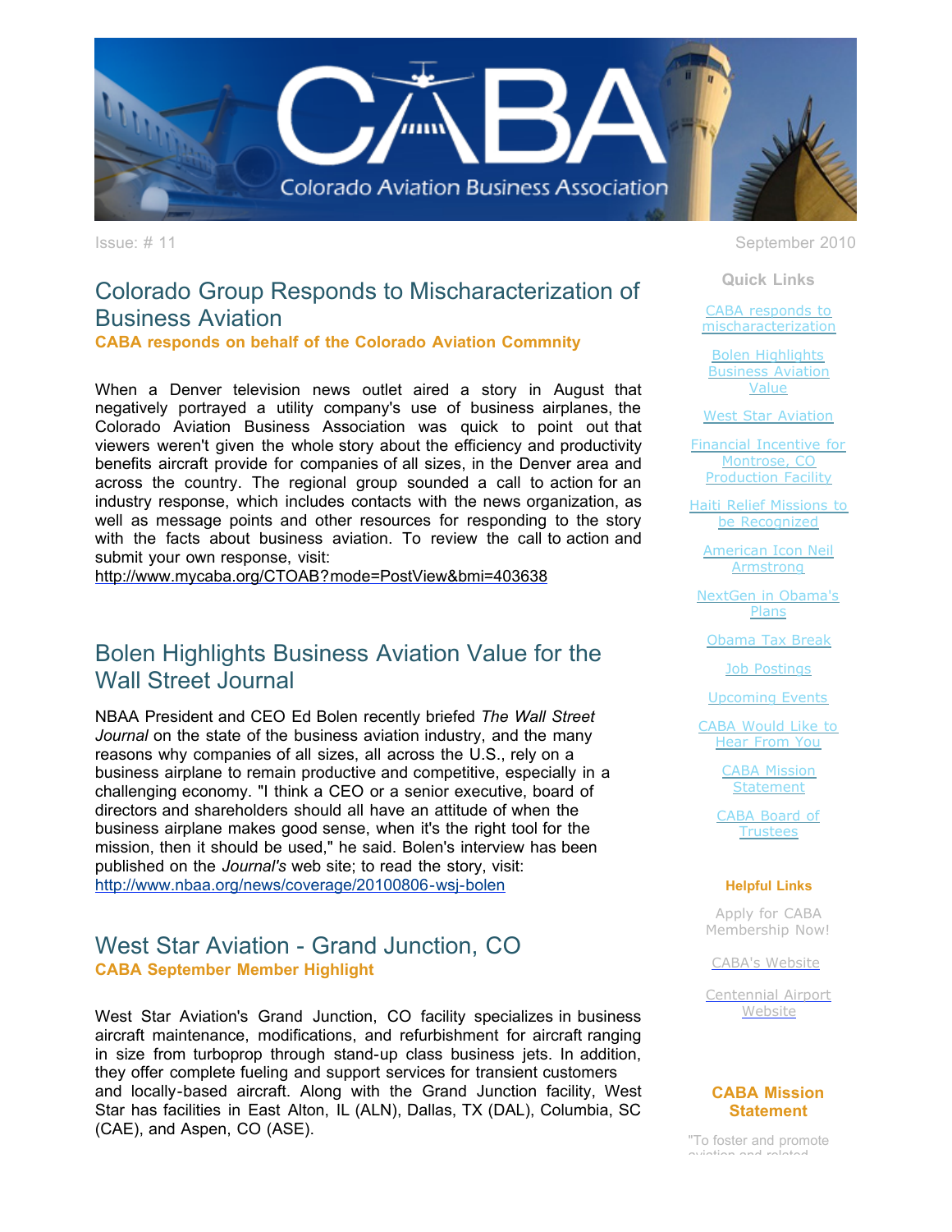# Colorado Aviation Business Association

Issue: # 11

September 2010

## Colorado Group Responds to Mischaracterization of Business Aviation

**CABA responds on behalf of the Colorado Aviation Commnity**

When a Denver television news outlet aired a story in August that negatively portrayed a utility company's use of business airplanes, the Colorado Aviation Business Association was quick to point out that viewers weren't given the whole story about the efficiency and productivity benefits aircraft provide for companies of all sizes, in the Denver area and across the country. The regional group sounded a call to action for an industry response, which includes contacts with the news organization, as well as message points and other resources for responding to the story with the facts about business aviation. To review the call to action and submit your own response, visit:
http://www.mycaba.org/CTOAB?mode=PostView&bmi=403638

## Bolen Highlights Business Aviation Value for the Wall Street Journal

NBAA President and CEO Ed Bolen recently briefed *The Wall Street Journal* on the state of the business aviation industry, and the many reasons why companies of all sizes, all across the U.S., rely on a business airplane to remain productive and competitive, especially in a challenging economy. "I think a CEO or a senior executive, board of directors and shareholders should all have an attitude of when the business airplane makes good sense, when it's the right tool for the mission, then it should be used," he said. Bolen's interview has been published on the *Journal's* web site; to read the story, visit:
http://www.nbaa.org/news/coverage/20100806-wsj-bolen

## West Star Aviation - Grand Junction, CO

**CABA September Member Highlight**

West Star Aviation's Grand Junction, CO facility specializes in business aircraft maintenance, modifications, and refurbishment for aircraft ranging in size from turboprop through stand-up class business jets. In addition, they offer complete fueling and support services for transient customers and locally-based aircraft. Along with the Grand Junction facility, West Star has facilities in East Alton, IL (ALN), Dallas, TX (DAL), Columbia, SC (CAE), and Aspen, CO (ASE).

### Quick Links

- CABA responds to mischaracterization
- Bolen Highlights Business Aviation Value
- West Star Aviation
- Financial Incentive for Montrose, CO Production Facility
- Haiti Relief Missions to be Recognized
- American Icon Neil Armstrong
- NextGen in Obama's Plans
- Obama Tax Break
- Job Postings
- Upcoming Events
- CABA Would Like to Hear From You
- CABA Mission Statement
- CABA Board of Trustees

### Helpful Links

- Apply for CABA Membership Now!
- CABA's Website
- Centennial Airport Website

### CABA Mission Statement

"To foster and promote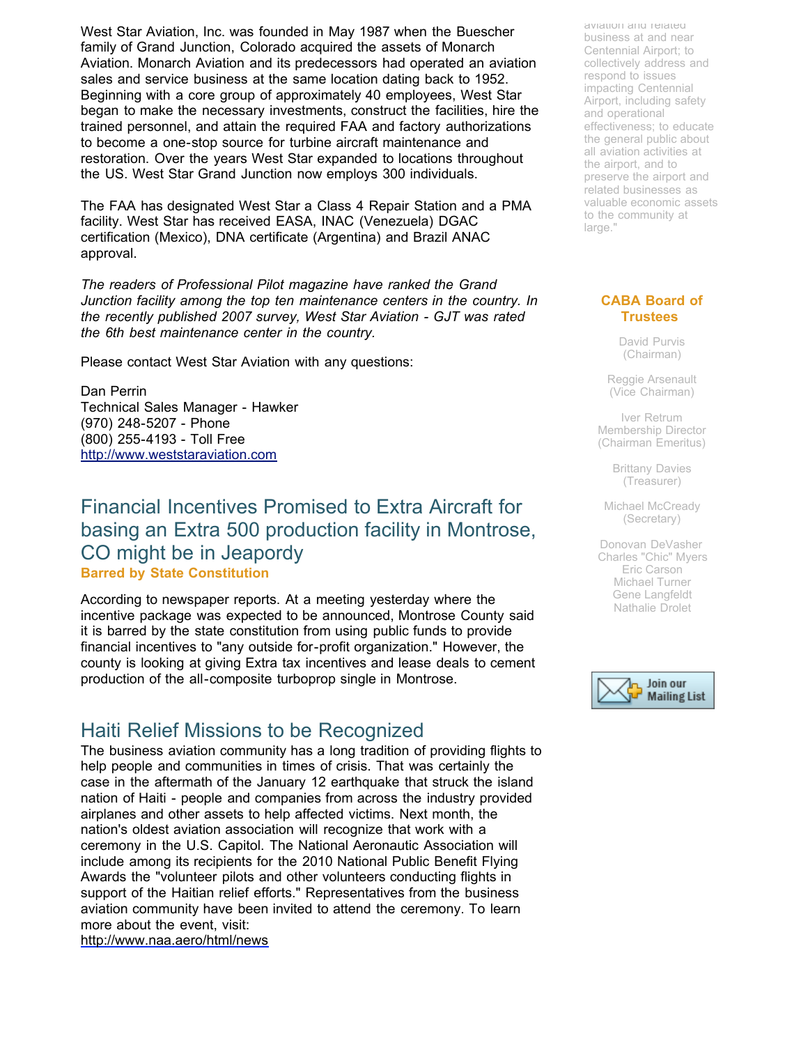West Star Aviation, Inc. was founded in May 1987 when the Buescher family of Grand Junction, Colorado acquired the assets of Monarch Aviation. Monarch Aviation and its predecessors had operated an aviation sales and service business at the same location dating back to 1952. Beginning with a core group of approximately 40 employees, West Star began to make the necessary investments, construct the facilities, hire the trained personnel, and attain the required FAA and factory authorizations to become a one-stop source for turbine aircraft maintenance and restoration. Over the years West Star expanded to locations throughout the US. West Star Grand Junction now employs 300 individuals.

The FAA has designated West Star a Class 4 Repair Station and a PMA facility. West Star has received EASA, INAC (Venezuela) DGAC certification (Mexico), DNA certificate (Argentina) and Brazil ANAC approval.

*The readers of Professional Pilot magazine have ranked the Grand Junction facility among the top ten maintenance centers in the country. In the recently published 2007 survey, West Star Aviation - GJT was rated the 6th best maintenance center in the country.*

Please contact West Star Aviation with any questions:

Dan Perrin
Technical Sales Manager - Hawker
(970) 248-5207 - Phone
(800) 255-4193 - Toll Free
http://www.weststaraviation.com

## Financial Incentives Promised to Extra Aircraft for basing an Extra 500 production facility in Montrose, CO might be in Jeapordy

**Barred by State Constitution**

According to newspaper reports. At a meeting yesterday where the incentive package was expected to be announced, Montrose County said it is barred by the state constitution from using public funds to provide financial incentives to "any outside for-profit organization." However, the county is looking at giving Extra tax incentives and lease deals to cement production of the all-composite turboprop single in Montrose.

## Haiti Relief Missions to be Recognized

The business aviation community has a long tradition of providing flights to help people and communities in times of crisis. That was certainly the case in the aftermath of the January 12 earthquake that struck the island nation of Haiti - people and companies from across the industry provided airplanes and other assets to help affected victims. Next month, the nation's oldest aviation association will recognize that work with a ceremony in the U.S. Capitol. The National Aeronautic Association will include among its recipients for the 2010 National Public Benefit Flying Awards the "volunteer pilots and other volunteers conducting flights in support of the Haitian relief efforts." Representatives from the business aviation community have been invited to attend the ceremony. To learn more about the event, visit:
http://www.naa.aero/html/news

aviation and related business at and near Centennial Airport; to collectively address and respond to issues impacting Centennial Airport, including safety and operational effectiveness; to educate the general public about all aviation activities at the airport, and to preserve the airport and related businesses as valuable economic assets to the community at large."

### CABA Board of Trustees

David Purvis
(Chairman)

Reggie Arsenault
(Vice Chairman)

Iver Retrum
Membership Director
(Chairman Emeritus)

Brittany Davies
(Treasurer)

Michael McCready
(Secretary)

Donovan DeVasher
Charles "Chic" Myers
Eric Carson
Michael Turner
Gene Langfeldt
Nathalie Drolet

Join our Mailing List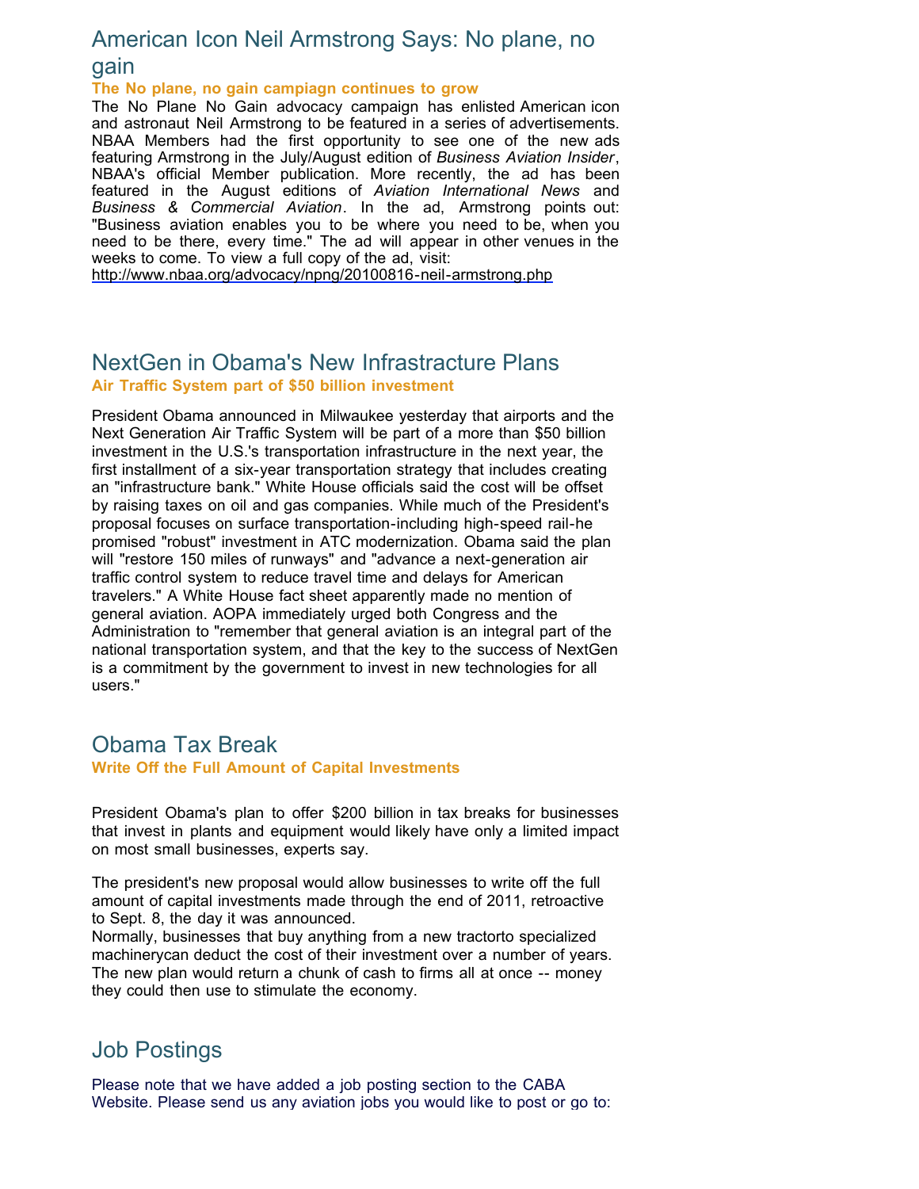## American Icon Neil Armstrong Says: No plane, no gain

**The No plane, no gain campiagn continues to grow**

The No Plane No Gain advocacy campaign has enlisted American icon and astronaut Neil Armstrong to be featured in a series of advertisements. NBAA Members had the first opportunity to see one of the new ads featuring Armstrong in the July/August edition of *Business Aviation Insider*, NBAA's official Member publication. More recently, the ad has been featured in the August editions of *Aviation International News* and *Business & Commercial Aviation*. In the ad, Armstrong points out: "Business aviation enables you to be where you need to be, when you need to be there, every time." The ad will appear in other venues in the weeks to come. To view a full copy of the ad, visit: http://www.nbaa.org/advocacy/npng/20100816-neil-armstrong.php

## NextGen in Obama's New Infrastracture Plans

**Air Traffic System part of $50 billion investment**

President Obama announced in Milwaukee yesterday that airports and the Next Generation Air Traffic System will be part of a more than $50 billion investment in the U.S.'s transportation infrastructure in the next year, the first installment of a six-year transportation strategy that includes creating an "infrastructure bank." White House officials said the cost will be offset by raising taxes on oil and gas companies. While much of the President's proposal focuses on surface transportation-including high-speed rail-he promised "robust" investment in ATC modernization. Obama said the plan will "restore 150 miles of runways" and "advance a next-generation air traffic control system to reduce travel time and delays for American travelers." A White House fact sheet apparently made no mention of general aviation. AOPA immediately urged both Congress and the Administration to "remember that general aviation is an integral part of the national transportation system, and that the key to the success of NextGen is a commitment by the government to invest in new technologies for all users."

## Obama Tax Break

**Write Off the Full Amount of Capital Investments**

President Obama's plan to offer $200 billion in tax breaks for businesses that invest in plants and equipment would likely have only a limited impact on most small businesses, experts say.

The president's new proposal would allow businesses to write off the full amount of capital investments made through the end of 2011, retroactive to Sept. 8, the day it was announced.
Normally, businesses that buy anything from a new tractorto specialized machinerycan deduct the cost of their investment over a number of years. The new plan would return a chunk of cash to firms all at once -- money they could then use to stimulate the economy.

## Job Postings

Please note that we have added a job posting section to the CABA Website. Please send us any aviation jobs you would like to post or go to: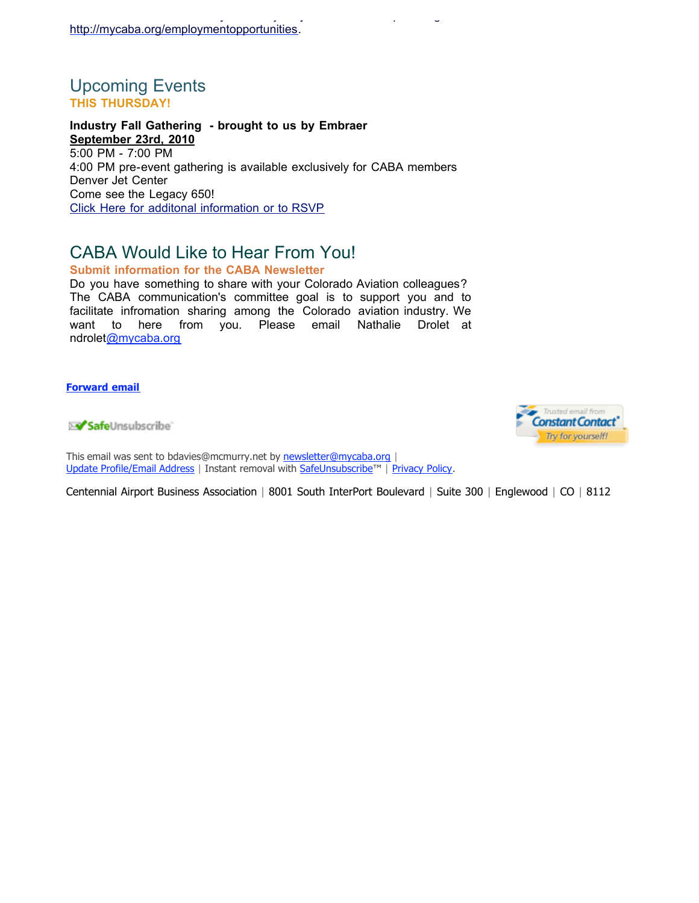http://mycaba.org/employmentopportunities.

## Upcoming Events

**THIS THURSDAY!**

**Industry Fall Gathering - brought to us by Embraer**
**September 23rd, 2010**
5:00 PM - 7:00 PM
4:00 PM pre-event gathering is available exclusively for CABA members
Denver Jet Center
Come see the Legacy 650!
Click Here for additonal information or to RSVP

## CABA Would Like to Hear From You!

**Submit information for the CABA Newsletter**

Do you have something to share with your Colorado Aviation colleagues? The CABA communication's committee goal is to support you and to facilitate infromation sharing among the Colorado aviation industry. We want to here from you. Please email Nathalie Drolet at ndrolet@mycaba.org

**Forward email**

SafeUnsubscribe

Trusted email from Constant Contact - Try for yourself!

This email was sent to bdavies@mcmurry.net by newsletter@mycaba.org | Update Profile/Email Address | Instant removal with SafeUnsubscribe™ | Privacy Policy.

Centennial Airport Business Association | 8001 South InterPort Boulevard | Suite 300 | Englewood | CO | 8112